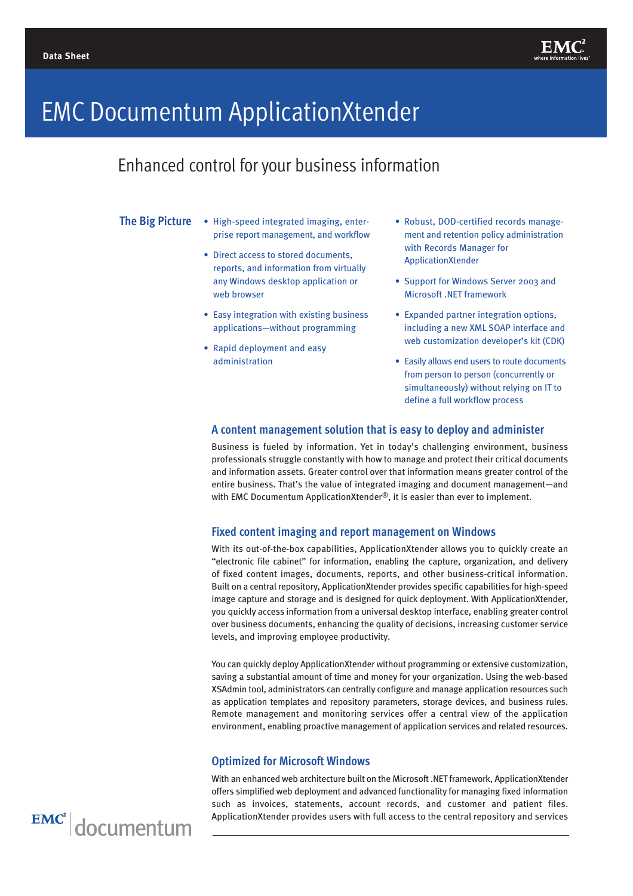Data Sheet

# EMC Documentum ApplicationXtender

## Enhanced control for your business information

### The Big Picture

- High-speed integrated imaging, enterprise report management, and workflow
- Direct access to stored documents, reports, and information from virtually any Windows desktop application or web browser
- Easy integration with existing business applications—without programming
- Rapid deployment and easy administration
- Robust, DOD-certified records management and retention policy administration with Records Manager for ApplicationXtender
- Support for Windows Server 2003 and Microsoft .NET framework
- Expanded partner integration options, including a new XML SOAP interface and web customization developer's kit (CDK)
- Easily allows end users to route documents from person to person (concurrently or simultaneously) without relying on IT to define a full workflow process

### A content management solution that is easy to deploy and administer

Business is fueled by information. Yet in today's challenging environment, business professionals struggle constantly with how to manage and protect their critical documents and information assets. Greater control over that information means greater control of the entire business. That's the value of integrated imaging and document management—and with EMC Documentum ApplicationXtender®, it is easier than ever to implement.

### Fixed content imaging and report management on Windows

With its out-of-the-box capabilities, ApplicationXtender allows you to quickly create an "electronic file cabinet" for information, enabling the capture, organization, and delivery of fixed content images, documents, reports, and other business-critical information. Built on a central repository, ApplicationXtender provides specific capabilities for high-speed image capture and storage and is designed for quick deployment. With ApplicationXtender, you quickly access information from a universal desktop interface, enabling greater control over business documents, enhancing the quality of decisions, increasing customer service levels, and improving employee productivity.

You can quickly deploy ApplicationXtender without programming or extensive customization, saving a substantial amount of time and money for your organization. Using the web-based XSAdmin tool, administrators can centrally configure and manage application resources such as application templates and repository parameters, storage devices, and business rules. Remote management and monitoring services offer a central view of the application environment, enabling proactive management of application services and related resources.

### Optimized for Microsoft Windows

With an enhanced web architecture built on the Microsoft .NET framework, ApplicationXtender offers simplified web deployment and advanced functionality for managing fixed information such as invoices, statements, account records, and customer and patient files. ApplicationXtender provides users with full access to the central repository and services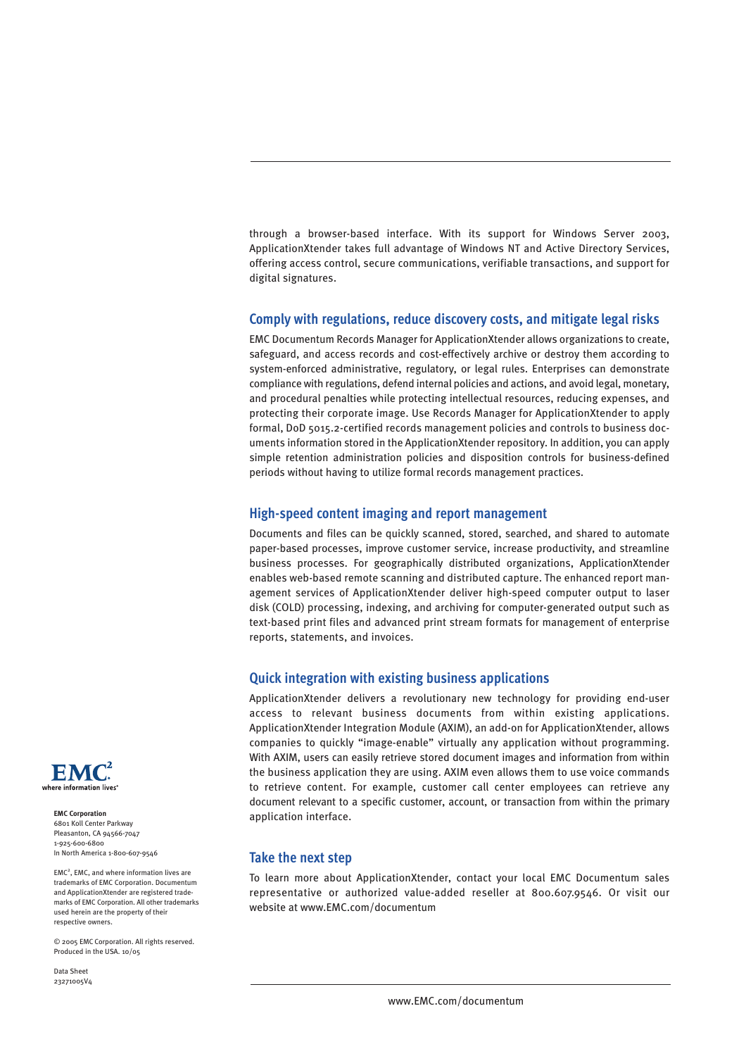through a browser-based interface. With its support for Windows Server 2003, ApplicationXtender takes full advantage of Windows NT and Active Directory Services, offering access control, secure communications, verifiable transactions, and support for digital signatures.

## Comply with regulations, reduce discovery costs, and mitigate legal risks

EMC Documentum Records Manager for ApplicationXtender allows organizations to create, safeguard, and access records and cost-effectively archive or destroy them according to system-enforced administrative, regulatory, or legal rules. Enterprises can demonstrate compliance with regulations, defend internal policies and actions, and avoid legal, monetary, and procedural penalties while protecting intellectual resources, reducing expenses, and protecting their corporate image. Use Records Manager for ApplicationXtender to apply formal, DoD 5015.2-certified records management policies and controls to business documents information stored in the ApplicationXtender repository. In addition, you can apply simple retention administration policies and disposition controls for business-defined periods without having to utilize formal records management practices.

## High-speed content imaging and report management

Documents and files can be quickly scanned, stored, searched, and shared to automate paper-based processes, improve customer service, increase productivity, and streamline business processes. For geographically distributed organizations, ApplicationXtender enables web-based remote scanning and distributed capture. The enhanced report management services of ApplicationXtender deliver high-speed computer output to laser disk (COLD) processing, indexing, and archiving for computer-generated output such as text-based print files and advanced print stream formats for management of enterprise reports, statements, and invoices.

## Quick integration with existing business applications

ApplicationXtender delivers a revolutionary new technology for providing end-user access to relevant business documents from within existing applications. ApplicationXtender Integration Module (AXIM), an add-on for ApplicationXtender, allows companies to quickly "image-enable" virtually any application without programming. With AXIM, users can easily retrieve stored document images and information from within the business application they are using. AXIM even allows them to use voice commands to retrieve content. For example, customer call center employees can retrieve any document relevant to a specific customer, account, or transaction from within the primary application interface.

## Take the next step

To learn more about ApplicationXtender, contact your local EMC Documentum sales representative or authorized value-added reseller at 800.607.9546. Or visit our website at www.EMC.com/documentum

EMC² where information lives®

**EMC Corporation**
6801 Koll Center Parkway
Pleasanton, CA 94566-7047
1-925-600-6800
In North America 1-800-607-9546

EMC², EMC, and where information lives are trademarks of EMC Corporation. Documentum and ApplicationXtender are registered trademarks of EMC Corporation. All other trademarks used herein are the property of their respective owners.

© 2005 EMC Corporation. All rights reserved. Produced in the USA. 10/05

Data Sheet
23271005V4

www.EMC.com/documentum